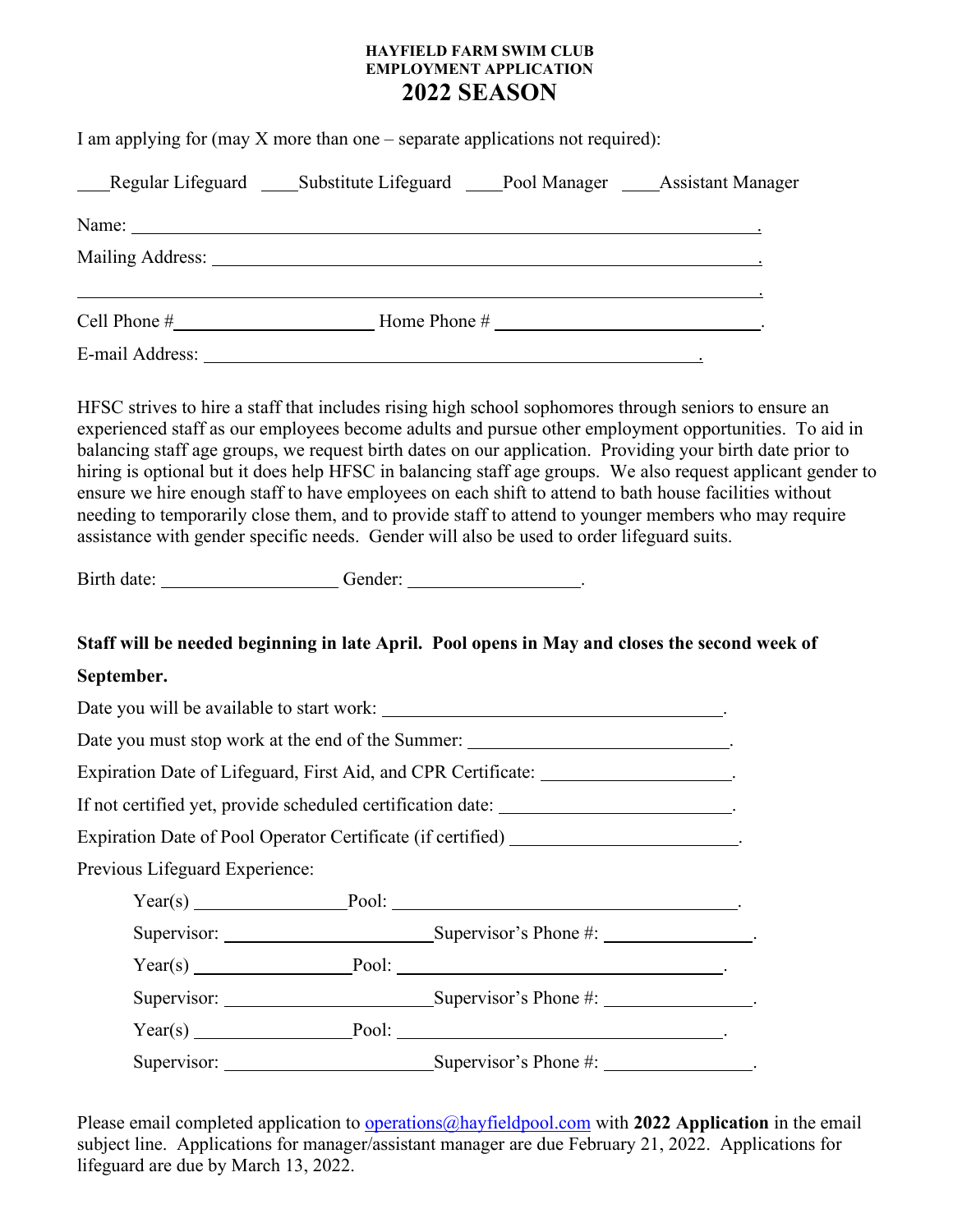**HAYFIELD FARM SWIM CLUB**
**EMPLOYMENT APPLICATION**

# 2022 SEASON

I am applying for (may X more than one – separate applications not required):

\_\_\_Regular Lifeguard \_\_\_\_Substitute Lifeguard \_\_\_\_Pool Manager \_\_\_\_Assistant Manager

Name: \_\_\_\_\_\_\_\_\_\_\_\_\_\_\_\_\_\_\_\_\_\_\_\_\_\_\_\_\_\_\_\_\_\_\_\_\_\_\_\_\_\_\_\_\_\_\_\_\_\_\_\_\_\_\_\_\_\_\_\_.

Mailing Address: \_\_\_\_\_\_\_\_\_\_\_\_\_\_\_\_\_\_\_\_\_\_\_\_\_\_\_\_\_\_\_\_\_\_\_\_\_\_\_\_\_\_\_\_\_\_\_\_\_\_\_\_.

\_\_\_\_\_\_\_\_\_\_\_\_\_\_\_\_\_\_\_\_\_\_\_\_\_\_\_\_\_\_\_\_\_\_\_\_\_\_\_\_\_\_\_\_\_\_\_\_\_\_\_\_\_\_\_\_\_\_\_\_\_\_\_\_\_\_\_\_\_\_.

Cell Phone #\_\_\_\_\_\_\_\_\_\_\_\_\_\_\_\_\_\_\_\_\_\_ Home Phone # \_\_\_\_\_\_\_\_\_\_\_\_\_\_\_\_\_\_\_\_\_\_\_\_\_\_\_\_.

E-mail Address: \_\_\_\_\_\_\_\_\_\_\_\_\_\_\_\_\_\_\_\_\_\_\_\_\_\_\_\_\_\_\_\_\_\_\_\_\_\_\_\_\_\_\_\_\_\_\_\_\_\_\_\_.

HFSC strives to hire a staff that includes rising high school sophomores through seniors to ensure an experienced staff as our employees become adults and pursue other employment opportunities. To aid in balancing staff age groups, we request birth dates on our application. Providing your birth date prior to hiring is optional but it does help HFSC in balancing staff age groups. We also request applicant gender to ensure we hire enough staff to have employees on each shift to attend to bath house facilities without needing to temporarily close them, and to provide staff to attend to younger members who may require assistance with gender specific needs. Gender will also be used to order lifeguard suits.

Birth date: \_\_\_\_\_\_\_\_\_\_\_\_\_\_\_\_\_\_\_ Gender: \_\_\_\_\_\_\_\_\_\_\_\_\_\_\_\_\_\_\_.

**Staff will be needed beginning in late April. Pool opens in May and closes the second week of September.**

Date you will be available to start work: \_\_\_\_\_\_\_\_\_\_\_\_\_\_\_\_\_\_\_\_\_\_\_\_\_\_\_\_\_\_\_\_\_\_\_\_.

Date you must stop work at the end of the Summer: \_\_\_\_\_\_\_\_\_\_\_\_\_\_\_\_\_\_\_\_\_\_\_\_\_\_\_\_.

Expiration Date of Lifeguard, First Aid, and CPR Certificate: \_\_\_\_\_\_\_\_\_\_\_\_\_\_\_\_\_\_\_\_.

If not certified yet, provide scheduled certification date: \_\_\_\_\_\_\_\_\_\_\_\_\_\_\_\_\_\_\_\_\_\_\_\_\_.

Expiration Date of Pool Operator Certificate (if certified) \_\_\_\_\_\_\_\_\_\_\_\_\_\_\_\_\_\_\_\_\_\_\_\_.

Previous Lifeguard Experience:

Year(s) \_\_\_\_\_\_\_\_\_\_\_\_\_\_\_\_\_Pool: \_\_\_\_\_\_\_\_\_\_\_\_\_\_\_\_\_\_\_\_\_\_\_\_\_\_\_\_\_\_\_\_\_\_\_\_\_\_.

Supervisor: \_\_\_\_\_\_\_\_\_\_\_\_\_\_\_\_\_\_\_\_\_\_Supervisor's Phone #: \_\_\_\_\_\_\_\_\_\_\_\_\_\_\_\_.

Year(s) \_\_\_\_\_\_\_\_\_\_\_\_\_\_\_\_\_Pool: \_\_\_\_\_\_\_\_\_\_\_\_\_\_\_\_\_\_\_\_\_\_\_\_\_\_\_\_\_\_\_\_\_\_\_\_\_\_.

Supervisor: \_\_\_\_\_\_\_\_\_\_\_\_\_\_\_\_\_\_\_\_\_\_Supervisor's Phone #: \_\_\_\_\_\_\_\_\_\_\_\_\_\_\_\_.

Year(s) \_\_\_\_\_\_\_\_\_\_\_\_\_\_\_\_\_Pool: \_\_\_\_\_\_\_\_\_\_\_\_\_\_\_\_\_\_\_\_\_\_\_\_\_\_\_\_\_\_\_\_\_\_\_\_\_\_.

Supervisor: \_\_\_\_\_\_\_\_\_\_\_\_\_\_\_\_\_\_\_\_\_\_Supervisor's Phone #: \_\_\_\_\_\_\_\_\_\_\_\_\_\_\_\_.

Please email completed application to operations@hayfieldpool.com with **2022 Application** in the email subject line. Applications for manager/assistant manager are due February 21, 2022. Applications for lifeguard are due by March 13, 2022.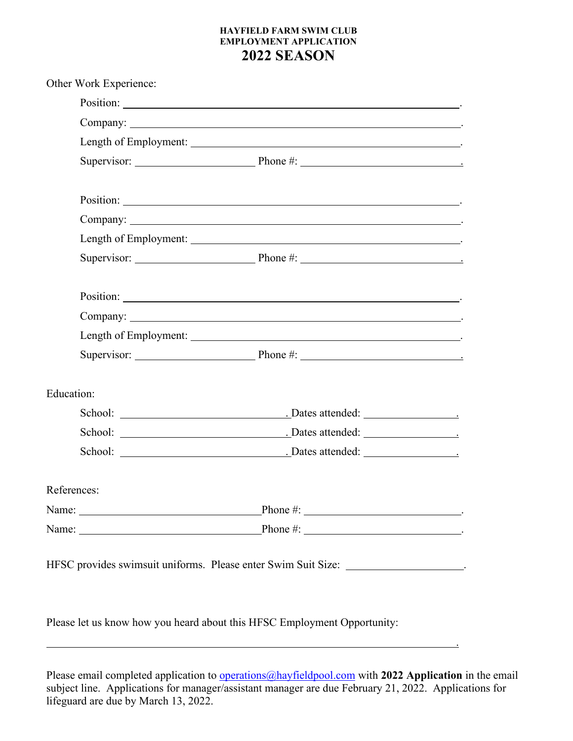**HAYFIELD FARM SWIM CLUB**
**EMPLOYMENT APPLICATION**

# 2022 SEASON

Other Work Experience:

Position: \_\_\_\_\_\_\_\_\_\_\_\_\_\_\_\_\_\_\_\_\_\_\_\_\_\_\_\_\_\_\_\_\_\_\_\_\_\_\_\_\_\_\_\_\_\_\_\_.

Company: \_\_\_\_\_\_\_\_\_\_\_\_\_\_\_\_\_\_\_\_\_\_\_\_\_\_\_\_\_\_\_\_\_\_\_\_\_\_\_\_\_\_\_\_\_\_\_.

Length of Employment: \_\_\_\_\_\_\_\_\_\_\_\_\_\_\_\_\_\_\_\_\_\_\_\_\_\_\_\_\_\_\_\_\_\_\_\_\_\_\_\_.

Supervisor: \_\_\_\_\_\_\_\_\_\_\_\_\_\_\_\_\_\_\_\_ Phone #: \_\_\_\_\_\_\_\_\_\_\_\_\_\_\_\_\_\_\_\_\_\_\_\_\_.

Position: \_\_\_\_\_\_\_\_\_\_\_\_\_\_\_\_\_\_\_\_\_\_\_\_\_\_\_\_\_\_\_\_\_\_\_\_\_\_\_\_\_\_\_\_\_\_\_\_.

Company: \_\_\_\_\_\_\_\_\_\_\_\_\_\_\_\_\_\_\_\_\_\_\_\_\_\_\_\_\_\_\_\_\_\_\_\_\_\_\_\_\_\_\_\_\_\_\_.

Length of Employment: \_\_\_\_\_\_\_\_\_\_\_\_\_\_\_\_\_\_\_\_\_\_\_\_\_\_\_\_\_\_\_\_\_\_\_\_\_\_\_\_.

Supervisor: \_\_\_\_\_\_\_\_\_\_\_\_\_\_\_\_\_\_\_\_ Phone #: \_\_\_\_\_\_\_\_\_\_\_\_\_\_\_\_\_\_\_\_\_\_\_\_\_.

Position: \_\_\_\_\_\_\_\_\_\_\_\_\_\_\_\_\_\_\_\_\_\_\_\_\_\_\_\_\_\_\_\_\_\_\_\_\_\_\_\_\_\_\_\_\_\_\_\_.

Company: \_\_\_\_\_\_\_\_\_\_\_\_\_\_\_\_\_\_\_\_\_\_\_\_\_\_\_\_\_\_\_\_\_\_\_\_\_\_\_\_\_\_\_\_\_\_\_.

Length of Employment: \_\_\_\_\_\_\_\_\_\_\_\_\_\_\_\_\_\_\_\_\_\_\_\_\_\_\_\_\_\_\_\_\_\_\_\_\_\_\_\_.

Supervisor: \_\_\_\_\_\_\_\_\_\_\_\_\_\_\_\_\_\_\_\_ Phone #: \_\_\_\_\_\_\_\_\_\_\_\_\_\_\_\_\_\_\_\_\_\_\_\_\_.

Education:

School: \_\_\_\_\_\_\_\_\_\_\_\_\_\_\_\_\_\_\_\_\_\_\_\_\_\_\_\_. Dates attended: \_\_\_\_\_\_\_\_\_\_\_\_\_\_\_.

School: \_\_\_\_\_\_\_\_\_\_\_\_\_\_\_\_\_\_\_\_\_\_\_\_\_\_\_\_. Dates attended: \_\_\_\_\_\_\_\_\_\_\_\_\_\_\_.

School: \_\_\_\_\_\_\_\_\_\_\_\_\_\_\_\_\_\_\_\_\_\_\_\_\_\_\_\_. Dates attended: \_\_\_\_\_\_\_\_\_\_\_\_\_\_\_.

References:

Name: \_\_\_\_\_\_\_\_\_\_\_\_\_\_\_\_\_\_\_\_\_\_\_\_\_\_\_\_\_\_Phone #: \_\_\_\_\_\_\_\_\_\_\_\_\_\_\_\_\_\_\_\_\_\_\_\_\_.

Name: \_\_\_\_\_\_\_\_\_\_\_\_\_\_\_\_\_\_\_\_\_\_\_\_\_\_\_\_\_\_Phone #: \_\_\_\_\_\_\_\_\_\_\_\_\_\_\_\_\_\_\_\_\_\_\_\_\_.

HFSC provides swimsuit uniforms. Please enter Swim Suit Size: \_\_\_\_\_\_\_\_\_\_\_\_\_\_\_\_\_\_.

Please let us know how you heard about this HFSC Employment Opportunity:

\_\_\_\_\_\_\_\_\_\_\_\_\_\_\_\_\_\_\_\_\_\_\_\_\_\_\_\_\_\_\_\_\_\_\_\_\_\_\_\_\_\_\_\_\_\_\_\_\_\_\_\_\_\_\_\_\_\_\_\_\_\_\_\_\_\_\_\_.

Please email completed application to [operations@hayfieldpool.com](mailto:operations@hayfieldpool.com) with **2022 Application** in the email subject line. Applications for manager/assistant manager are due February 21, 2022. Applications for lifeguard are due by March 13, 2022.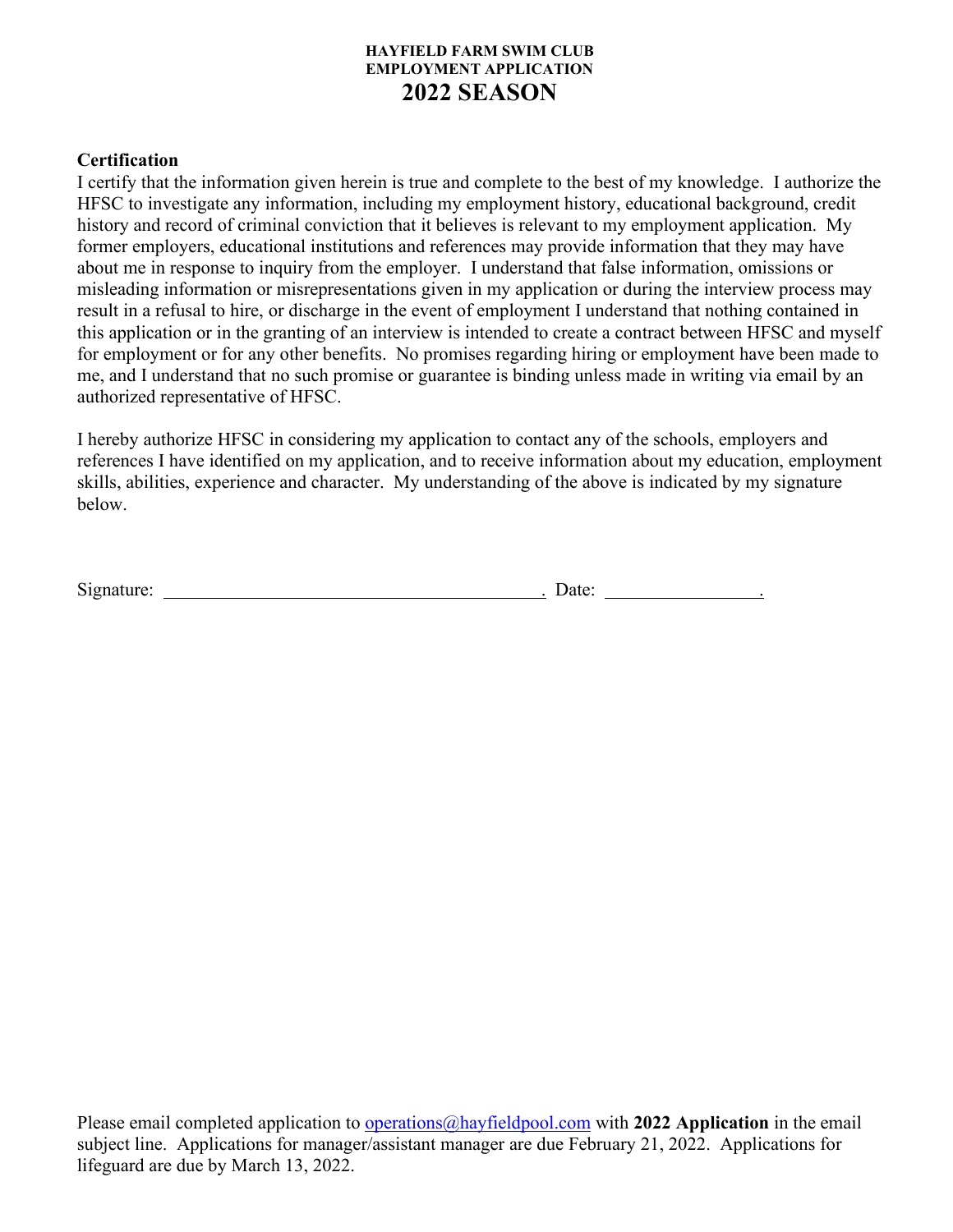**HAYFIELD FARM SWIM CLUB**
**EMPLOYMENT APPLICATION**

# 2022 SEASON

**Certification**

I certify that the information given herein is true and complete to the best of my knowledge. I authorize the HFSC to investigate any information, including my employment history, educational background, credit history and record of criminal conviction that it believes is relevant to my employment application. My former employers, educational institutions and references may provide information that they may have about me in response to inquiry from the employer. I understand that false information, omissions or misleading information or misrepresentations given in my application or during the interview process may result in a refusal to hire, or discharge in the event of employment I understand that nothing contained in this application or in the granting of an interview is intended to create a contract between HFSC and myself for employment or for any other benefits. No promises regarding hiring or employment have been made to me, and I understand that no such promise or guarantee is binding unless made in writing via email by an authorized representative of HFSC.

I hereby authorize HFSC in considering my application to contact any of the schools, employers and references I have identified on my application, and to receive information about my education, employment skills, abilities, experience and character. My understanding of the above is indicated by my signature below.

Signature: ______________________________. Date: ______________.

Please email completed application to operations@hayfieldpool.com with **2022 Application** in the email subject line. Applications for manager/assistant manager are due February 21, 2022. Applications for lifeguard are due by March 13, 2022.